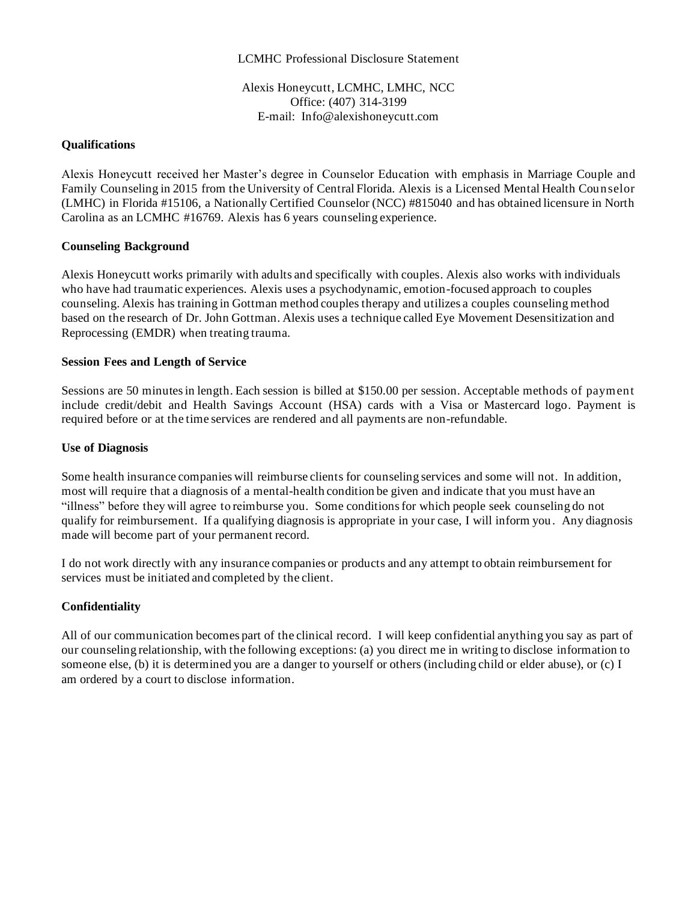# LCMHC Professional Disclosure Statement

Alexis Honeycutt, LCMHC, LMHC, NCC
Office: (407) 314-3199
E-mail: Info@alexishoneycutt.com

**Qualifications**

Alexis Honeycutt received her Master's degree in Counselor Education with emphasis in Marriage Couple and Family Counseling in 2015 from the University of Central Florida. Alexis is a Licensed Mental Health Counselor (LMHC) in Florida #15106, a Nationally Certified Counselor (NCC) #815040 and has obtained licensure in North Carolina as an LCMHC #16769. Alexis has 6 years counseling experience.

**Counseling Background**

Alexis Honeycutt works primarily with adults and specifically with couples. Alexis also works with individuals who have had traumatic experiences. Alexis uses a psychodynamic, emotion-focused approach to couples counseling. Alexis has training in Gottman method couples therapy and utilizes a couples counseling method based on the research of Dr. John Gottman. Alexis uses a technique called Eye Movement Desensitization and Reprocessing (EMDR) when treating trauma.

**Session Fees and Length of Service**

Sessions are 50 minutes in length. Each session is billed at $150.00 per session. Acceptable methods of payment include credit/debit and Health Savings Account (HSA) cards with a Visa or Mastercard logo. Payment is required before or at the time services are rendered and all payments are non-refundable.

**Use of Diagnosis**

Some health insurance companies will reimburse clients for counseling services and some will not. In addition, most will require that a diagnosis of a mental-health condition be given and indicate that you must have an "illness" before they will agree to reimburse you. Some conditions for which people seek counseling do not qualify for reimbursement. If a qualifying diagnosis is appropriate in your case, I will inform you. Any diagnosis made will become part of your permanent record.

I do not work directly with any insurance companies or products and any attempt to obtain reimbursement for services must be initiated and completed by the client.

**Confidentiality**

All of our communication becomes part of the clinical record. I will keep confidential anything you say as part of our counseling relationship, with the following exceptions: (a) you direct me in writing to disclose information to someone else, (b) it is determined you are a danger to yourself or others (including child or elder abuse), or (c) I am ordered by a court to disclose information.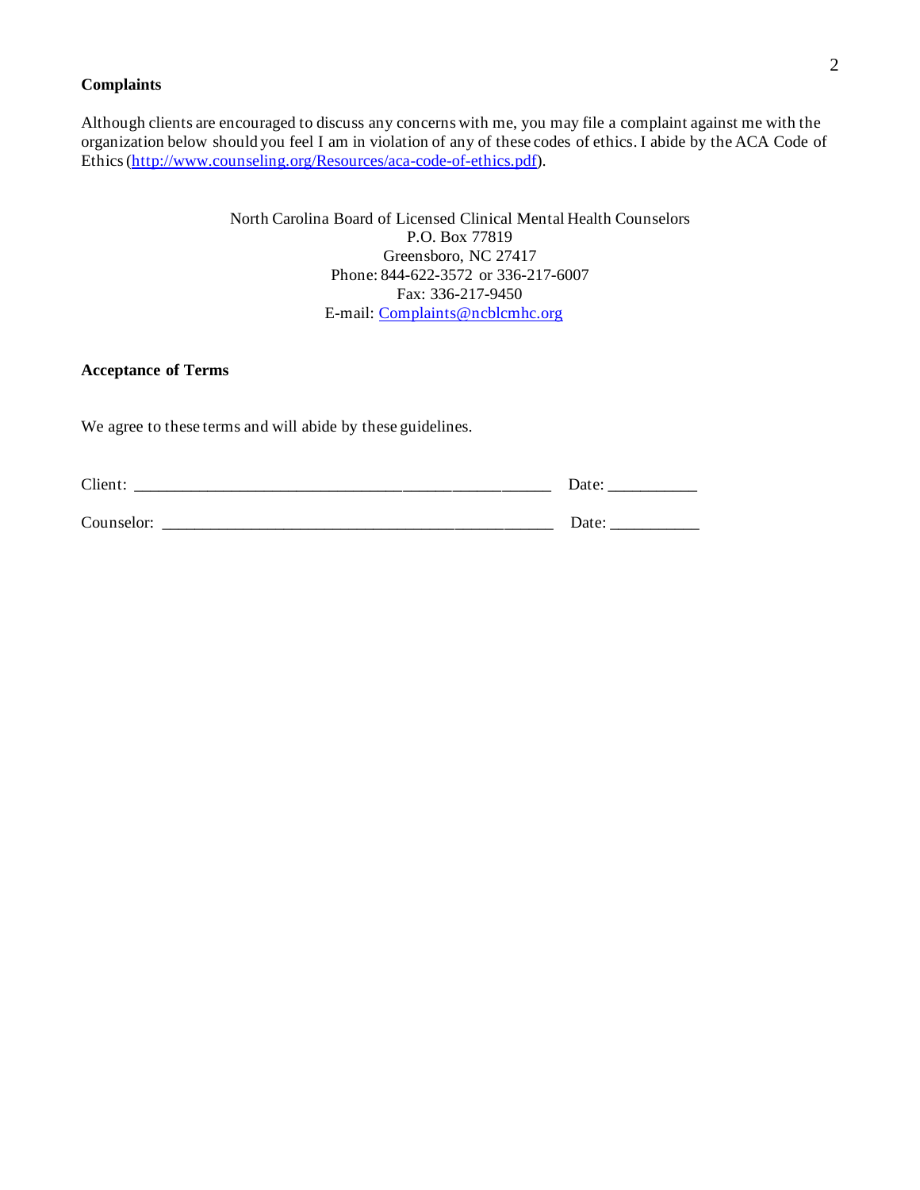**Complaints**

Although clients are encouraged to discuss any concerns with me, you may file a complaint against me with the organization below should you feel I am in violation of any of these codes of ethics. I abide by the ACA Code of Ethics (http://www.counseling.org/Resources/aca-code-of-ethics.pdf).

North Carolina Board of Licensed Clinical Mental Health Counselors
P.O. Box 77819
Greensboro, NC 27417
Phone: 844-622-3572 or 336-217-6007
Fax: 336-217-9450
E-mail: Complaints@ncblcmhc.org

**Acceptance of Terms**

We agree to these terms and will abide by these guidelines.

Client: ________________________________________________ Date: ___________

Counselor: ____________________________________________ Date: ___________